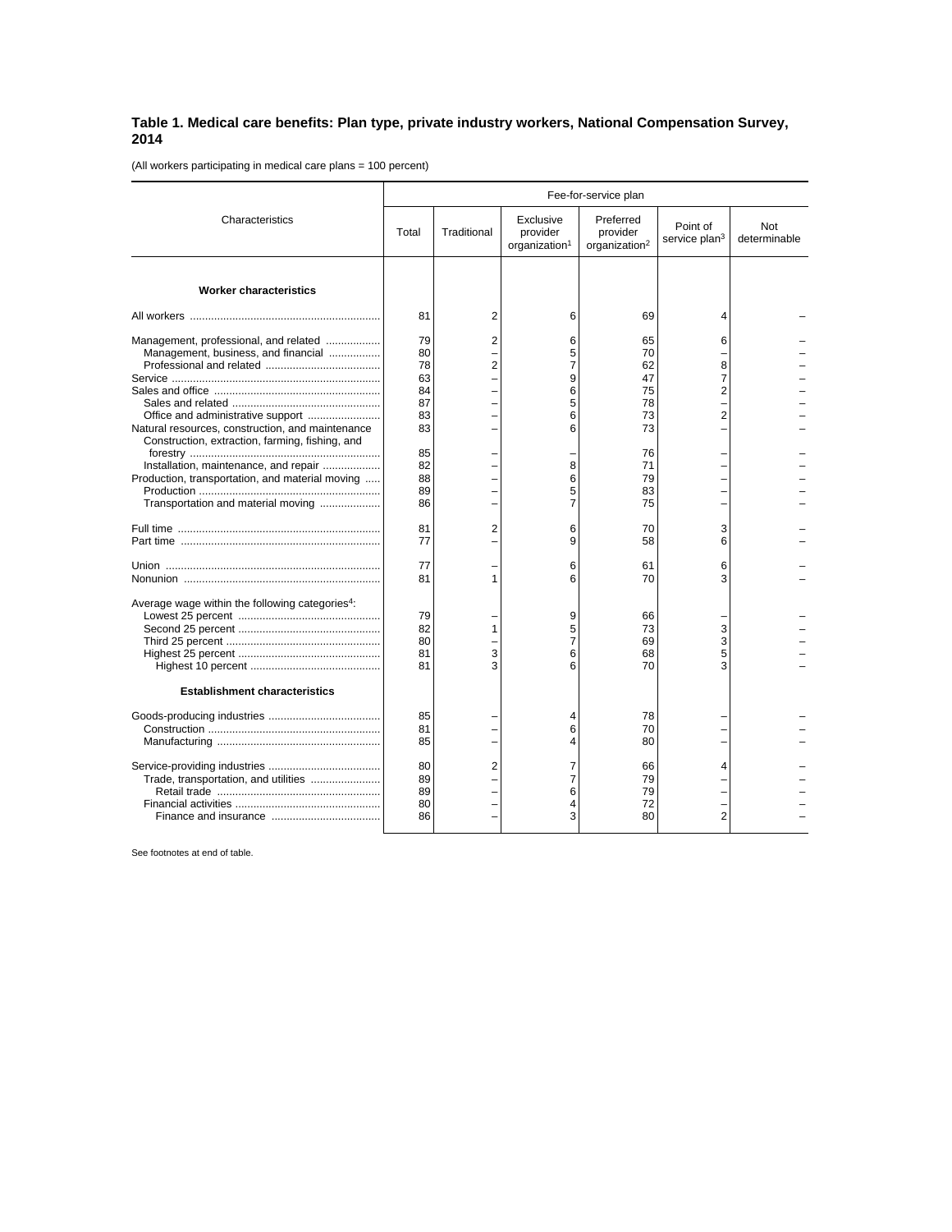**Table 1. Medical care benefits: Plan type, private industry workers, National Compensation Survey, 2014**

(All workers participating in medical care plans = 100 percent)

| Characteristics | Fee-for-service plan | | | | | |
|---|---|---|---|---|---|---|
| | Total | Traditional | Exclusive provider organization[1] | Preferred provider organization[2] | Point of service plan[3] | Not determinable |
| **Worker characteristics** | | | | | | |
| All workers | 81 | 2 | 6 | 69 | 4 | – |
| Management, professional, and related | 79 | 2 | 6 | 65 | 6 | – |
| Management, business, and financial | 80 | – | 5 | 70 | – | – |
| Professional and related | 78 | 2 | 7 | 62 | 8 | – |
| Service | 63 | – | 9 | 47 | 7 | – |
| Sales and office | 84 | – | 6 | 75 | 2 | – |
| Sales and related | 87 | – | 5 | 78 | – | – |
| Office and administrative support | 83 | – | 6 | 73 | 2 | – |
| Natural resources, construction, and maintenance | 83 | – | 6 | 73 | – | – |
| Construction, extraction, farming, fishing, and forestry | 85 | – | – | 76 | – | – |
| Installation, maintenance, and repair | 82 | – | 8 | 71 | – | – |
| Production, transportation, and material moving | 88 | – | 6 | 79 | – | – |
| Production | 89 | – | 5 | 83 | – | – |
| Transportation and material moving | 86 | – | 7 | 75 | – | – |
| Full time | 81 | 2 | 6 | 70 | 3 | – |
| Part time | 77 | – | 9 | 58 | 6 | – |
| Union | 77 | – | 6 | 61 | 6 | – |
| Nonunion | 81 | 1 | 6 | 70 | 3 | – |
| Average wage within the following categories[4]: | | | | | | |
| Lowest 25 percent | 79 | – | 9 | 66 | – | – |
| Second 25 percent | 82 | 1 | 5 | 73 | 3 | – |
| Third 25 percent | 80 | – | 7 | 69 | 3 | – |
| Highest 25 percent | 81 | 3 | 6 | 68 | 5 | – |
| Highest 10 percent | 81 | 3 | 6 | 70 | 3 | – |
| **Establishment characteristics** | | | | | | |
| Goods-producing industries | 85 | – | 4 | 78 | – | – |
| Construction | 81 | – | 6 | 70 | – | – |
| Manufacturing | 85 | – | 4 | 80 | – | – |
| Service-providing industries | 80 | 2 | 7 | 66 | 4 | – |
| Trade, transportation, and utilities | 89 | – | 7 | 79 | – | – |
| Retail trade | 89 | – | 6 | 79 | – | – |
| Financial activities | 80 | – | 4 | 72 | – | – |
| Finance and insurance | 86 | – | 3 | 80 | 2 | – |

See footnotes at end of table.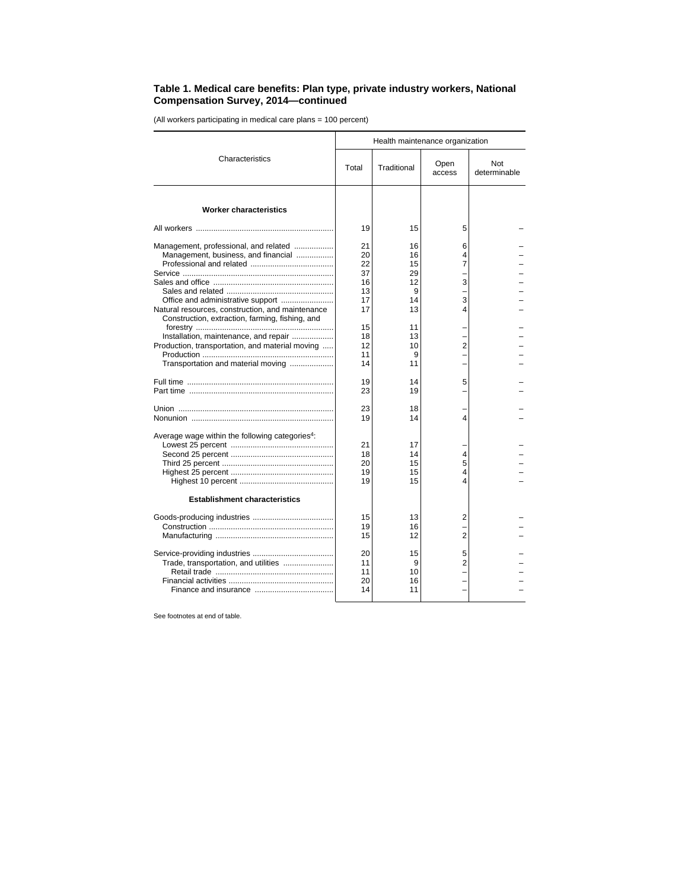**Table 1. Medical care benefits: Plan type, private industry workers, National Compensation Survey, 2014—continued**

(All workers participating in medical care plans = 100 percent)

| Characteristics | Health maintenance organization | | | |
|---|---|---|---|---|
| | Total | Traditional | Open access | Not determinable |
| **Worker characteristics** | | | | |
| All workers | 19 | 15 | 5 | – |
| Management, professional, and related | 21 | 16 | 6 | – |
| Management, business, and financial | 20 | 16 | 4 | – |
| Professional and related | 22 | 15 | 7 | – |
| Service | 37 | 29 | – | – |
| Sales and office | 16 | 12 | 3 | – |
| Sales and related | 13 | 9 | – | – |
| Office and administrative support | 17 | 14 | 3 | – |
| Natural resources, construction, and maintenance | 17 | 13 | 4 | – |
| Construction, extraction, farming, fishing, and forestry | 15 | 11 | – | – |
| Installation, maintenance, and repair | 18 | 13 | – | – |
| Production, transportation, and material moving | 12 | 10 | 2 | – |
| Production | 11 | 9 | – | – |
| Transportation and material moving | 14 | 11 | – | – |
| Full time | 19 | 14 | 5 | – |
| Part time | 23 | 19 | – | – |
| Union | 23 | 18 | – | – |
| Nonunion | 19 | 14 | 4 | – |
| Average wage within the following categories[4]: | | | | |
| Lowest 25 percent | 21 | 17 | – | – |
| Second 25 percent | 18 | 14 | 4 | – |
| Third 25 percent | 20 | 15 | 5 | – |
| Highest 25 percent | 19 | 15 | 4 | – |
| Highest 10 percent | 19 | 15 | 4 | – |
| **Establishment characteristics** | | | | |
| Goods-producing industries | 15 | 13 | 2 | – |
| Construction | 19 | 16 | – | – |
| Manufacturing | 15 | 12 | 2 | – |
| Service-providing industries | 20 | 15 | 5 | – |
| Trade, transportation, and utilities | 11 | 9 | 2 | – |
| Retail trade | 11 | 10 | – | – |
| Financial activities | 20 | 16 | – | – |
| Finance and insurance | 14 | 11 | – | – |

See footnotes at end of table.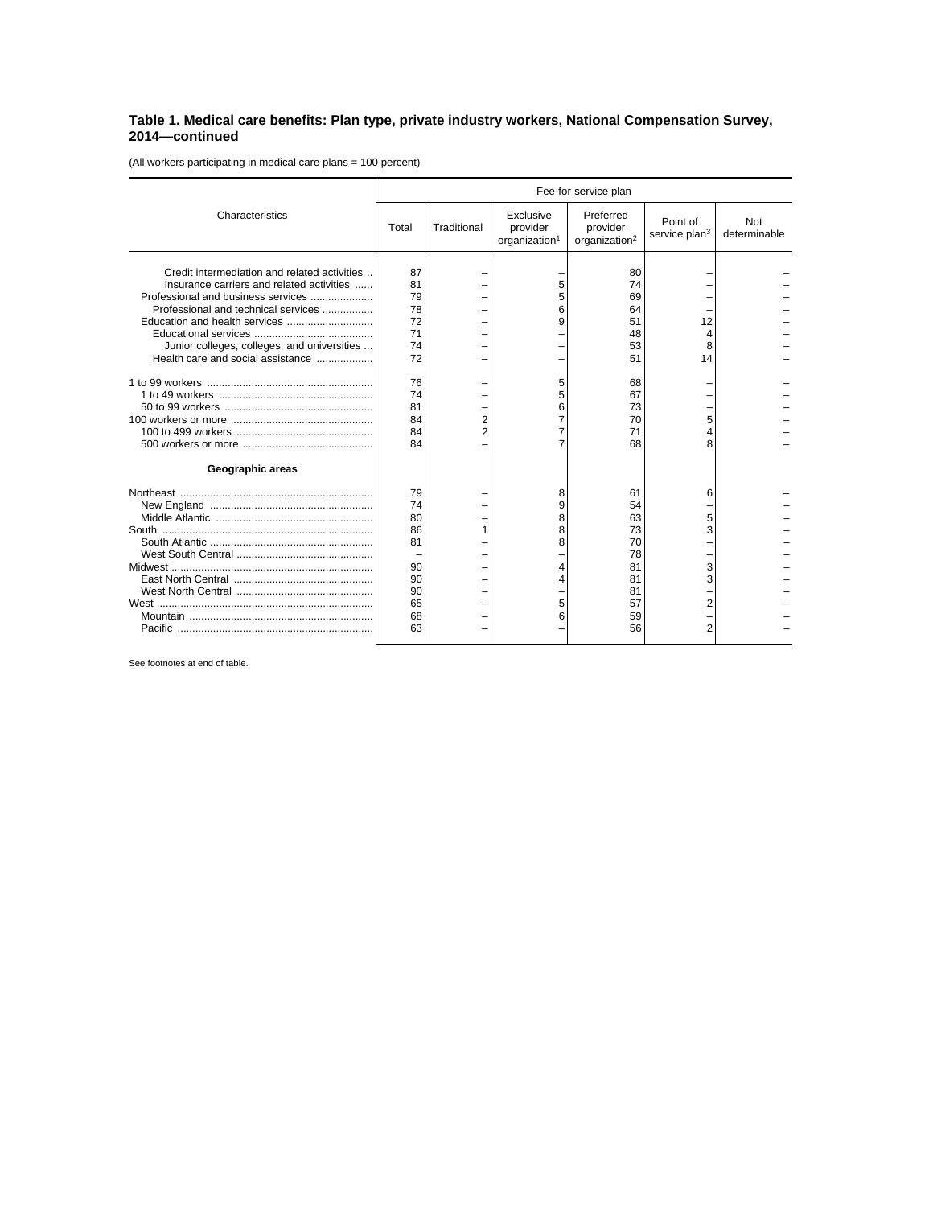### Table 1. Medical care benefits: Plan type, private industry workers, National Compensation Survey, 2014—continued

(All workers participating in medical care plans = 100 percent)

| Characteristics | Fee-for-service plan | | | | | |
|---|---|---|---|---|---|---|
| | Total | Traditional | Exclusive provider organization[1] | Preferred provider organization[2] | Point of service plan[3] | Not determinable |
| Credit intermediation and related activities | 87 | – | – | 80 | – | – |
| Insurance carriers and related activities | 81 | – | 5 | 74 | – | – |
| Professional and business services | 79 | – | 5 | 69 | – | – |
| Professional and technical services | 78 | – | 6 | 64 | – | – |
| Education and health services | 72 | – | 9 | 51 | 12 | – |
| Educational services | 71 | – | – | 48 | 4 | – |
| Junior colleges, colleges, and universities | 74 | – | – | 53 | 8 | – |
| Health care and social assistance | 72 | – | – | 51 | 14 | – |
| 1 to 99 workers | 76 | – | 5 | 68 | – | – |
| 1 to 49 workers | 74 | – | 5 | 67 | – | – |
| 50 to 99 workers | 81 | – | 6 | 73 | – | – |
| 100 workers or more | 84 | 2 | 7 | 70 | 5 | – |
| 100 to 499 workers | 84 | 2 | 7 | 71 | 4 | – |
| 500 workers or more | 84 | – | 7 | 68 | 8 | – |
| **Geographic areas** | | | | | | |
| Northeast | 79 | – | 8 | 61 | 6 | – |
| New England | 74 | – | 9 | 54 | – | – |
| Middle Atlantic | 80 | – | 8 | 63 | 5 | – |
| South | 86 | 1 | 8 | 73 | 3 | – |
| South Atlantic | 81 | – | 8 | 70 | – | – |
| West South Central | – | – | – | 78 | – | – |
| Midwest | 90 | – | 4 | 81 | 3 | – |
| East North Central | 90 | – | 4 | 81 | 3 | – |
| West North Central | 90 | – | – | 81 | – | – |
| West | 65 | – | 5 | 57 | 2 | – |
| Mountain | 68 | – | 6 | 59 | – | – |
| Pacific | 63 | – | – | 56 | 2 | – |

See footnotes at end of table.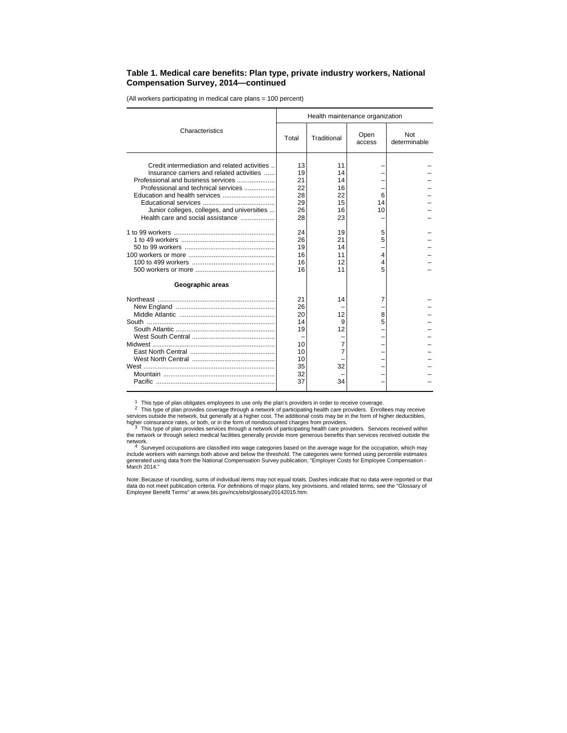## Table 1. Medical care benefits: Plan type, private industry workers, National Compensation Survey, 2014—continued

(All workers participating in medical care plans = 100 percent)

| Characteristics | Health maintenance organization | | | |
|---|---|---|---|---|
| | Total | Traditional | Open access | Not determinable |
| Credit intermediation and related activities | 13 | 11 | – | – |
| Insurance carriers and related activities | 19 | 14 | – | – |
| Professional and business services | 21 | 14 | – | – |
| Professional and technical services | 22 | 16 | – | – |
| Education and health services | 28 | 22 | 6 | – |
| Educational services | 29 | 15 | 14 | – |
| Junior colleges, colleges, and universities | 26 | 16 | 10 | – |
| Health care and social assistance | 28 | 23 | – | – |
| 1 to 99 workers | 24 | 19 | 5 | – |
| 1 to 49 workers | 26 | 21 | 5 | – |
| 50 to 99 workers | 19 | 14 | – | – |
| 100 workers or more | 16 | 11 | 4 | – |
| 100 to 499 workers | 16 | 12 | 4 | – |
| 500 workers or more | 16 | 11 | 5 | – |
| **Geographic areas** | | | | |
| Northeast | 21 | 14 | 7 | – |
| New England | 26 | – | – | – |
| Middle Atlantic | 20 | 12 | 8 | – |
| South | 14 | 9 | 5 | – |
| South Atlantic | 19 | 12 | – | – |
| West South Central | – | – | – | – |
| Midwest | 10 | 7 | – | – |
| East North Central | 10 | 7 | – | – |
| West North Central | 10 | – | – | – |
| West | 35 | 32 | – | – |
| Mountain | 32 | – | – | – |
| Pacific | 37 | 34 | – | – |

[1] This type of plan obligates employees to use only the plan's providers in order to receive coverage.

[2] This type of plan provides coverage through a network of participating health care providers. Enrollees may receive services outside the network, but generally at a higher cost. The additional costs may be in the form of higher deductibles, higher coinsurance rates, or both, or in the form of nondiscounted charges from providers.

[3] This type of plan provides services through a network of participating health care providers. Services received within the network or through select medical facilities generally provide more generous benefits than services received outside the network.

[4] Surveyed occupations are classified into wage categories based on the average wage for the occupation, which may include workers with earnings both above and below the threshold. The categories were formed using percentile estimates generated using data from the National Compensation Survey publication, "Employer Costs for Employee Compensation - March 2014."

Note: Because of rounding, sums of individual items may not equal totals. Dashes indicate that no data were reported or that data do not meet publication criteria. For definitions of major plans, key provisions, and related terms, see the "Glossary of Employee Benefit Terms" at www.bls.gov/ncs/ebs/glossary20142015.htm.